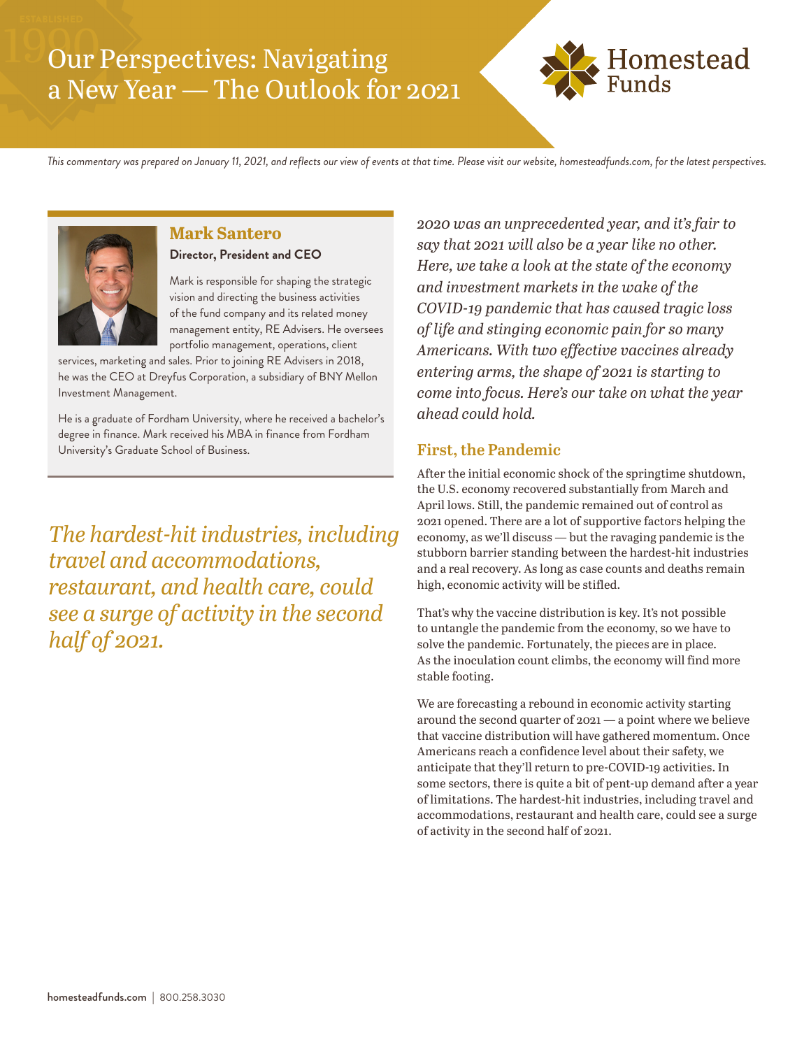# Our Perspectives: Navigating a New Year — The Outlook for 2021

Homestead Funds

*This commentary was prepared on January 11, 2021, and reflects our view of events at that time. Please visit our website, homesteadfunds.com, for the latest perspectives.*

**Mark Santero**
**Director, President and CEO**

Mark is responsible for shaping the strategic vision and directing the business activities of the fund company and its related money management entity, RE Advisers. He oversees portfolio management, operations, client services, marketing and sales. Prior to joining RE Advisers in 2018, he was the CEO at Dreyfus Corporation, a subsidiary of BNY Mellon Investment Management.

He is a graduate of Fordham University, where he received a bachelor's degree in finance. Mark received his MBA in finance from Fordham University's Graduate School of Business.

*2020 was an unprecedented year, and it's fair to say that 2021 will also be a year like no other. Here, we take a look at the state of the economy and investment markets in the wake of the COVID-19 pandemic that has caused tragic loss of life and stinging economic pain for so many Americans. With two effective vaccines already entering arms, the shape of 2021 is starting to come into focus. Here's our take on what the year ahead could hold.*

## First, the Pandemic

After the initial economic shock of the springtime shutdown, the U.S. economy recovered substantially from March and April lows. Still, the pandemic remained out of control as 2021 opened. There are a lot of supportive factors helping the economy, as we'll discuss — but the ravaging pandemic is the stubborn barrier standing between the hardest-hit industries and a real recovery. As long as case counts and deaths remain high, economic activity will be stifled.

That's why the vaccine distribution is key. It's not possible to untangle the pandemic from the economy, so we have to solve the pandemic. Fortunately, the pieces are in place. As the inoculation count climbs, the economy will find more stable footing.

We are forecasting a rebound in economic activity starting around the second quarter of 2021 — a point where we believe that vaccine distribution will have gathered momentum. Once Americans reach a confidence level about their safety, we anticipate that they'll return to pre-COVID-19 activities. In some sectors, there is quite a bit of pent-up demand after a year of limitations. The hardest-hit industries, including travel and accommodations, restaurant and health care, could see a surge of activity in the second half of 2021.

*The hardest-hit industries, including travel and accommodations, restaurant, and health care, could see a surge of activity in the second half of 2021.*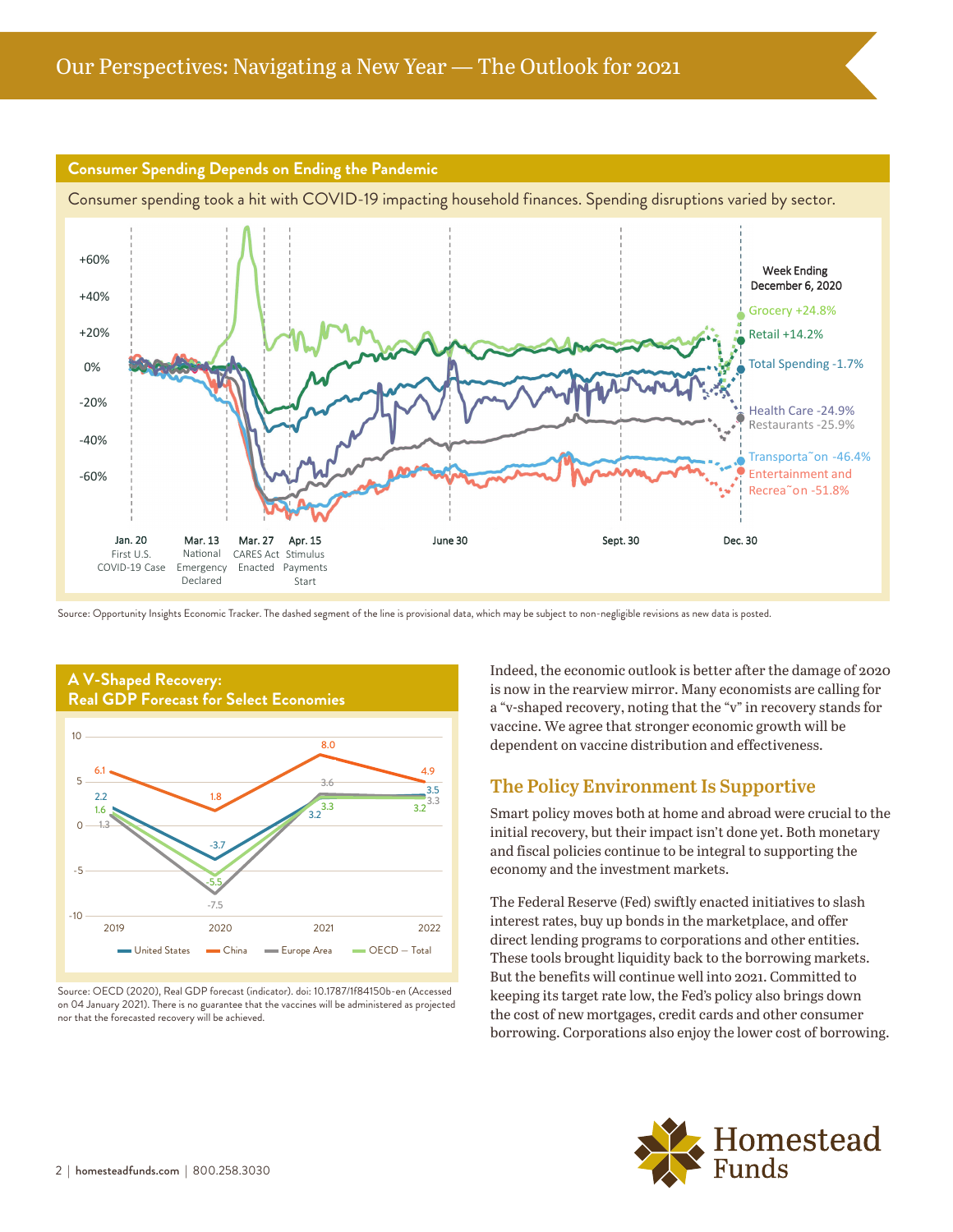## Consumer Spending Depends on Ending the Pandemic

Consumer spending took a hit with COVID-19 impacting household finances. Spending disruptions varied by sector.

Week Ending December 6, 2020

- Grocery +24.8%
- Retail +14.2%
- Total Spending -1.7%
- Health Care -24.9%
- Restaurants -25.9%
- Transportation -46.4%
- Entertainment and Recreation -51.8%

Jan. 20 First U.S. COVID-19 Case | Mar. 13 National Emergency Declared | Mar. 27 CARES Act Enacted | Apr. 15 Stimulus Payments Start | June 30 | Sept. 30 | Dec. 30

Source: Opportunity Insights Economic Tracker. The dashed segment of the line is provisional data, which may be subject to non-negligible revisions as new data is posted.

## A V-Shaped Recovery: Real GDP Forecast for Select Economies

| | 2019 | 2020 | 2021 | 2022 |
|---|---|---|---|---|
| United States | 2.2 | -3.7 | 3.2 | 3.5 |
| China | 6.1 | 1.8 | 8.0 | 4.9 |
| Europe Area | 1.3 | -7.5 | 3.6 | 3.3 |
| OECD — Total | 1.6 | -5.5 | 3.3 | 3.2 |

Source: OECD (2020), Real GDP forecast (indicator). doi: 10.1787/1f84150b-en (Accessed on 04 January 2021). There is no guarantee that the vaccines will be administered as projected nor that the forecasted recovery will be achieved.

Indeed, the economic outlook is better after the damage of 2020 is now in the rearview mirror. Many economists are calling for a "v-shaped recovery, noting that the "v" in recovery stands for vaccine. We agree that stronger economic growth will be dependent on vaccine distribution and effectiveness.

## The Policy Environment Is Supportive

Smart policy moves both at home and abroad were crucial to the initial recovery, but their impact isn't done yet. Both monetary and fiscal policies continue to be integral to supporting the economy and the investment markets.

The Federal Reserve (Fed) swiftly enacted initiatives to slash interest rates, buy up bonds in the marketplace, and offer direct lending programs to corporations and other entities. These tools brought liquidity back to the borrowing markets. But the benefits will continue well into 2021. Committed to keeping its target rate low, the Fed's policy also brings down the cost of new mortgages, credit cards and other consumer borrowing. Corporations also enjoy the lower cost of borrowing.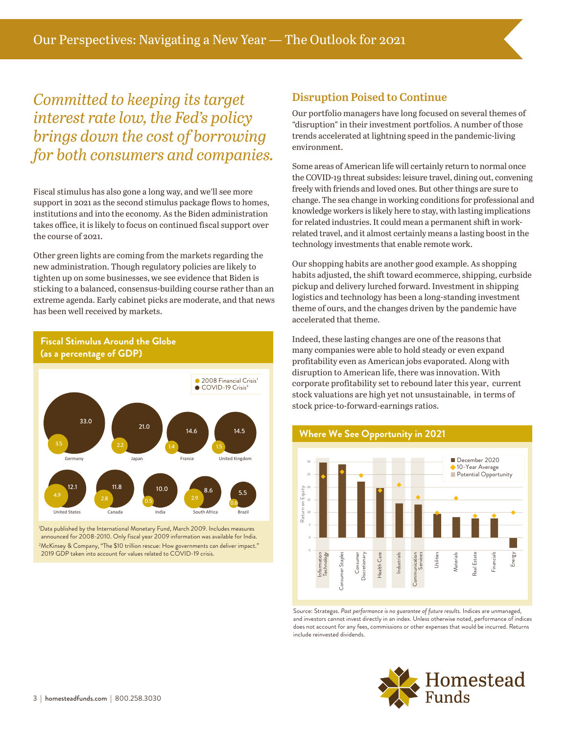*Committed to keeping its target interest rate low, the Fed's policy brings down the cost of borrowing for both consumers and companies.*

Fiscal stimulus has also gone a long way, and we'll see more support in 2021 as the second stimulus package flows to homes, institutions and into the economy. As the Biden administration takes office, it is likely to focus on continued fiscal support over the course of 2021.

Other green lights are coming from the markets regarding the new administration. Though regulatory policies are likely to tighten up on some businesses, we see evidence that Biden is sticking to a balanced, consensus-building course rather than an extreme agenda. Early cabinet picks are moderate, and that news has been well received by markets.

**Fiscal Stimulus Around the Globe (as a percentage of GDP)**

| Country | 2008 Financial Crisis[1] | COVID-19 Crisis[2] |
|---|---|---|
| Germany | 3.5 | 33.0 |
| Japan | 2.2 | 21.0 |
| France | 1.4 | 14.6 |
| United Kingdom | 1.5 | 14.5 |
| United States | 4.9 | 12.1 |
| Canada | 2.8 | 11.8 |
| India | 0.5 | 10.0 |
| South Africa | 2.9 | 8.6 |
| Brazil | 0.6 | 5.5 |

[1]Data published by the International Monetary Fund, March 2009. Includes measures announced for 2008-2010. Only fiscal year 2009 information was available for India.
[2]McKinsey & Company, "The $10 trillion rescue: How governments can deliver impact." 2019 GDP taken into account for values related to COVID-19 crisis.

## Disruption Poised to Continue

Our portfolio managers have long focused on several themes of "disruption" in their investment portfolios. A number of those trends accelerated at lightning speed in the pandemic-living environment.

Some areas of American life will certainly return to normal once the COVID-19 threat subsides: leisure travel, dining out, convening freely with friends and loved ones. But other things are sure to change. The sea change in working conditions for professional and knowledge workers is likely here to stay, with lasting implications for related industries. It could mean a permanent shift in work-related travel, and it almost certainly means a lasting boost in the technology investments that enable remote work.

Our shopping habits are another good example. As shopping habits adjusted, the shift toward ecommerce, shipping, curbside pickup and delivery lurched forward. Investment in shipping logistics and technology has been a long-standing investment theme of ours, and the changes driven by the pandemic have accelerated that theme.

Indeed, these lasting changes are one of the reasons that many companies were able to hold steady or even expand profitability even as American jobs evaporated. Along with disruption to American life, there was innovation. With corporate profitability set to rebound later this year, current stock valuations are high yet not unsustainable, in terms of stock price-to-forward-earnings ratios.

**Where We See Opportunity in 2021**

Return on Equity — December 2020; 10-Year Average; Potential Opportunity

Sectors: Information Technology, Consumer Staples, Consumer Discretionary, Health Care, Industrials, Communication Services, Utilities, Materials, Real Estate, Financials, Energy

Source: Strategas. *Past performance is no guarantee of future results.* Indices are unmanaged, and investors cannot invest directly in an index. Unless otherwise noted, performance of indices does not account for any fees, commissions or other expenses that would be incurred. Returns include reinvested dividends.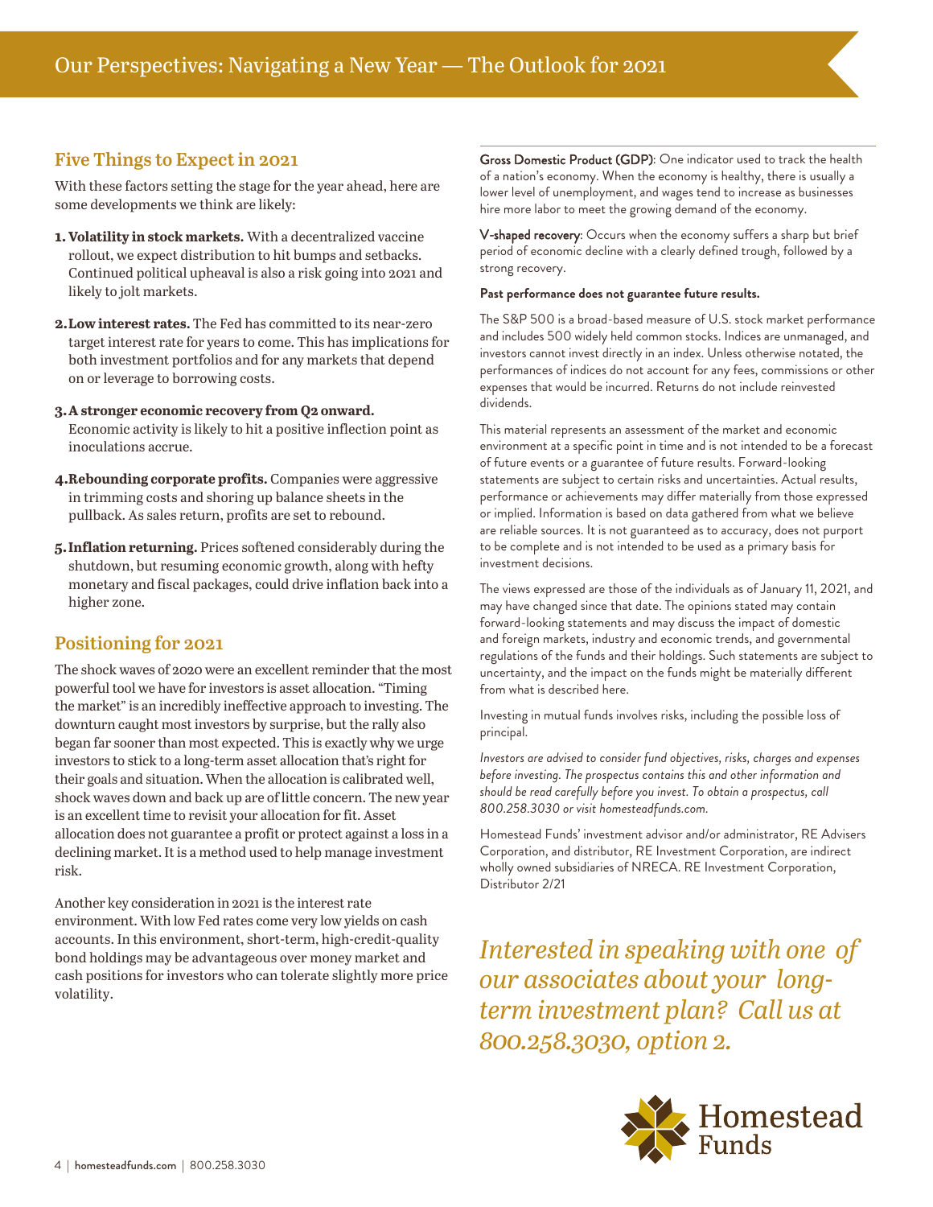# Our Perspectives: Navigating a New Year — The Outlook for 2021

## Five Things to Expect in 2021

With these factors setting the stage for the year ahead, here are some developments we think are likely:

1. **Volatility in stock markets.** With a decentralized vaccine rollout, we expect distribution to hit bumps and setbacks. Continued political upheaval is also a risk going into 2021 and likely to jolt markets.

2. **Low interest rates.** The Fed has committed to its near-zero target interest rate for years to come. This has implications for both investment portfolios and for any markets that depend on or leverage to borrowing costs.

3. **A stronger economic recovery from Q2 onward.** Economic activity is likely to hit a positive inflection point as inoculations accrue.

4. **Rebounding corporate profits.** Companies were aggressive in trimming costs and shoring up balance sheets in the pullback. As sales return, profits are set to rebound.

5. **Inflation returning.** Prices softened considerably during the shutdown, but resuming economic growth, along with hefty monetary and fiscal packages, could drive inflation back into a higher zone.

## Positioning for 2021

The shock waves of 2020 were an excellent reminder that the most powerful tool we have for investors is asset allocation. "Timing the market" is an incredibly ineffective approach to investing. The downturn caught most investors by surprise, but the rally also began far sooner than most expected. This is exactly why we urge investors to stick to a long-term asset allocation that's right for their goals and situation. When the allocation is calibrated well, shock waves down and back up are of little concern. The new year is an excellent time to revisit your allocation for fit. Asset allocation does not guarantee a profit or protect against a loss in a declining market. It is a method used to help manage investment risk.

Another key consideration in 2021 is the interest rate environment. With low Fed rates come very low yields on cash accounts. In this environment, short-term, high-credit-quality bond holdings may be advantageous over money market and cash positions for investors who can tolerate slightly more price volatility.

**Gross Domestic Product (GDP)**: One indicator used to track the health of a nation's economy. When the economy is healthy, there is usually a lower level of unemployment, and wages tend to increase as businesses hire more labor to meet the growing demand of the economy.

**V-shaped recovery**: Occurs when the economy suffers a sharp but brief period of economic decline with a clearly defined trough, followed by a strong recovery.

**Past performance does not guarantee future results.**

The S&P 500 is a broad-based measure of U.S. stock market performance and includes 500 widely held common stocks. Indices are unmanaged, and investors cannot invest directly in an index. Unless otherwise notated, the performances of indices do not account for any fees, commissions or other expenses that would be incurred. Returns do not include reinvested dividends.

This material represents an assessment of the market and economic environment at a specific point in time and is not intended to be a forecast of future events or a guarantee of future results. Forward-looking statements are subject to certain risks and uncertainties. Actual results, performance or achievements may differ materially from those expressed or implied. Information is based on data gathered from what we believe are reliable sources. It is not guaranteed as to accuracy, does not purport to be complete and is not intended to be used as a primary basis for investment decisions.

The views expressed are those of the individuals as of January 11, 2021, and may have changed since that date. The opinions stated may contain forward-looking statements and may discuss the impact of domestic and foreign markets, industry and economic trends, and governmental regulations of the funds and their holdings. Such statements are subject to uncertainty, and the impact on the funds might be materially different from what is described here.

Investing in mutual funds involves risks, including the possible loss of principal.

*Investors are advised to consider fund objectives, risks, charges and expenses before investing. The prospectus contains this and other information and should be read carefully before you invest. To obtain a prospectus, call 800.258.3030 or visit homesteadfunds.com.*

Homestead Funds' investment advisor and/or administrator, RE Advisers Corporation, and distributor, RE Investment Corporation, are indirect wholly owned subsidiaries of NRECA. RE Investment Corporation, Distributor 2/21

*Interested in speaking with one of our associates about your long-term investment plan? Call us at 800.258.3030, option 2.*

Homestead Funds